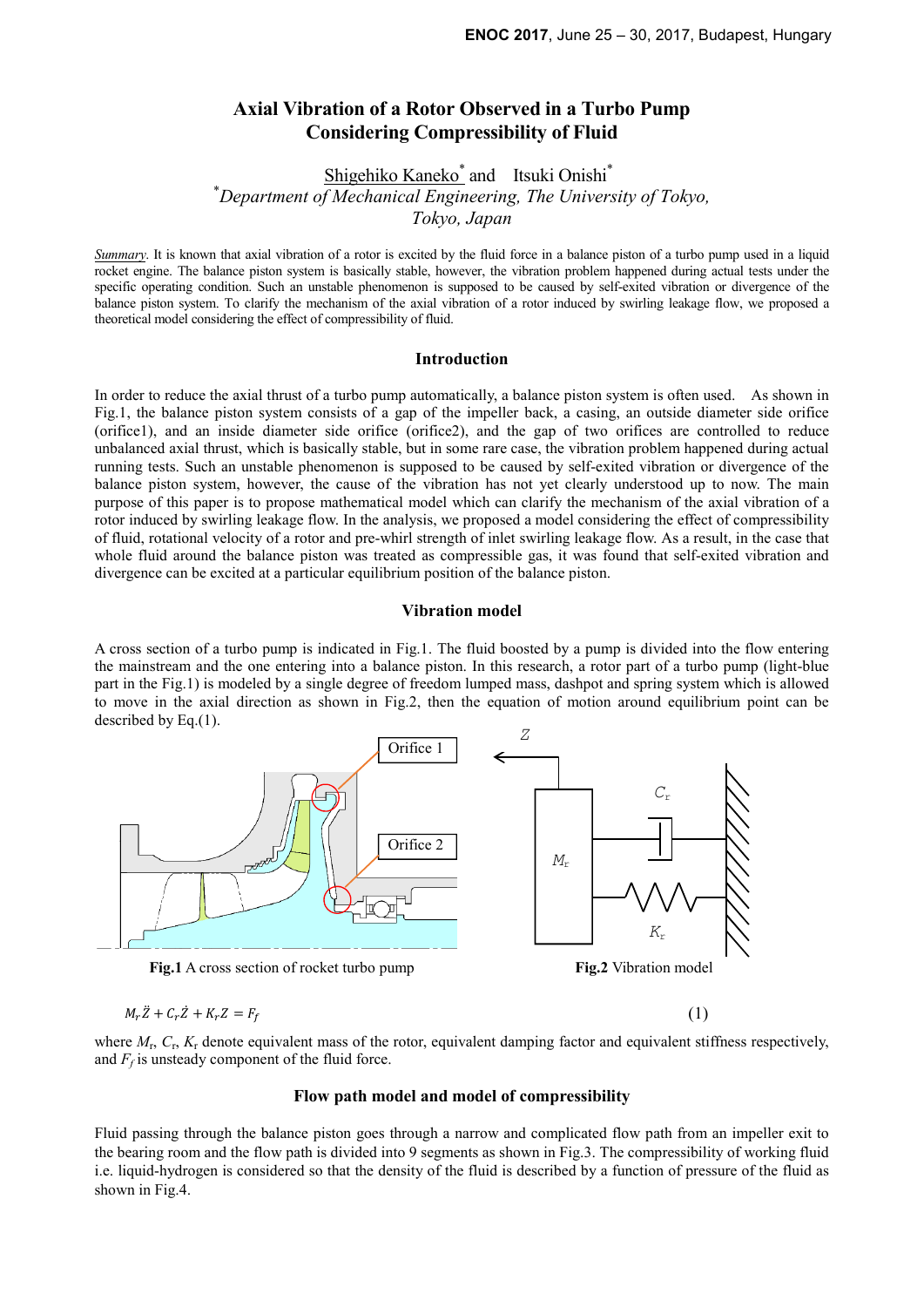# Axial Vibration of a Rotor Observed in a Turbo Pump Considering Compressibility of Fluid

Shigehiko Kaneko[*] and Itsuki Onishi[*]

[*]*Department of Mechanical Engineering, The University of Tokyo, Tokyo, Japan*

*Summary*. It is known that axial vibration of a rotor is excited by the fluid force in a balance piston of a turbo pump used in a liquid rocket engine. The balance piston system is basically stable, however, the vibration problem happened during actual tests under the specific operating condition. Such an unstable phenomenon is supposed to be caused by self-exited vibration or divergence of the balance piston system. To clarify the mechanism of the axial vibration of a rotor induced by swirling leakage flow, we proposed a theoretical model considering the effect of compressibility of fluid.

## Introduction

In order to reduce the axial thrust of a turbo pump automatically, a balance piston system is often used. As shown in Fig.1, the balance piston system consists of a gap of the impeller back, a casing, an outside diameter side orifice (orifice1), and an inside diameter side orifice (orifice2), and the gap of two orifices are controlled to reduce unbalanced axial thrust, which is basically stable, but in some rare case, the vibration problem happened during actual running tests. Such an unstable phenomenon is supposed to be caused by self-exited vibration or divergence of the balance piston system, however, the cause of the vibration has not yet clearly understood up to now. The main purpose of this paper is to propose mathematical model which can clarify the mechanism of the axial vibration of a rotor induced by swirling leakage flow. In the analysis, we proposed a model considering the effect of compressibility of fluid, rotational velocity of a rotor and pre-whirl strength of inlet swirling leakage flow. As a result, in the case that whole fluid around the balance piston was treated as compressible gas, it was found that self-exited vibration and divergence can be excited at a particular equilibrium position of the balance piston.

## Vibration model

A cross section of a turbo pump is indicated in Fig.1. The fluid boosted by a pump is divided into the flow entering the mainstream and the one entering into a balance piston. In this research, a rotor part of a turbo pump (light-blue part in the Fig.1) is modeled by a single degree of freedom lumped mass, dashpot and spring system which is allowed to move in the axial direction as shown in Fig.2, then the equation of motion around equilibrium point can be described by Eq.(1).

**Fig.1** A cross section of rocket turbo pump

**Fig.2** Vibration model

$$M_r \ddot{Z} + C_r \dot{Z} + K_r Z = F_f \tag{1}$$

where $M_r$, $C_r$, $K_r$ denote equivalent mass of the rotor, equivalent damping factor and equivalent stiffness respectively, and $F_f$ is unsteady component of the fluid force.

## Flow path model and model of compressibility

Fluid passing through the balance piston goes through a narrow and complicated flow path from an impeller exit to the bearing room and the flow path is divided into 9 segments as shown in Fig.3. The compressibility of working fluid i.e. liquid-hydrogen is considered so that the density of the fluid is described by a function of pressure of the fluid as shown in Fig.4.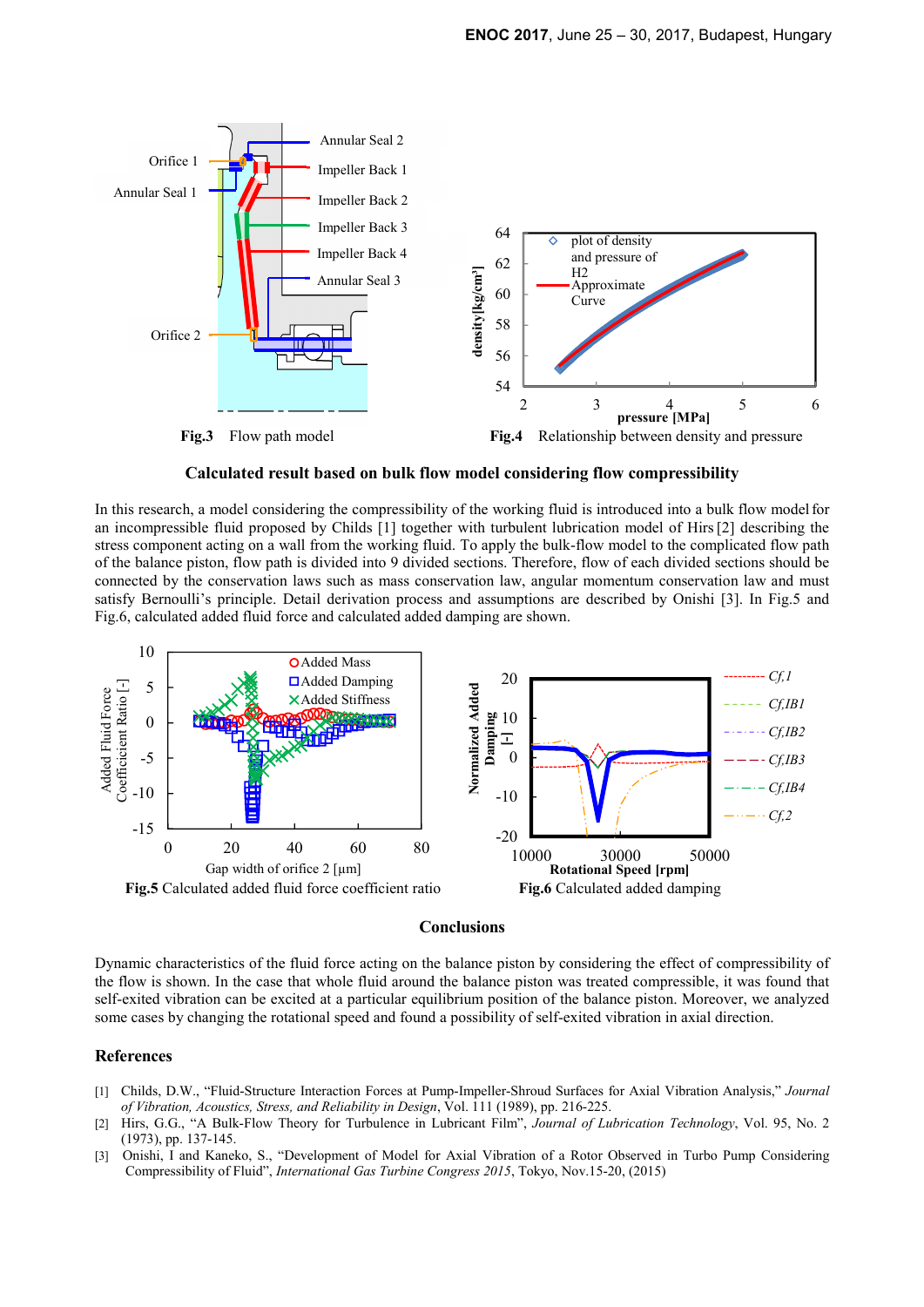Orifice 1

Annular Seal 1

Annular Seal 2

Impeller Back 1

Impeller Back 2

Impeller Back 3

Impeller Back 4

Annular Seal 3

Orifice 2

**Fig.3** Flow path model

density[kg/cm³]

64

62

60

58

56

54

2 3 4 5 6

pressure [MPa]

plot of density and pressure of H2

Approximate Curve

**Fig.4** Relationship between density and pressure

### Calculated result based on bulk flow model considering flow compressibility

In this research, a model considering the compressibility of the working fluid is introduced into a bulk flow model for an incompressible fluid proposed by Childs [1] together with turbulent lubrication model of Hirs [2] describing the stress component acting on a wall from the working fluid. To apply the bulk-flow model to the complicated flow path of the balance piston, flow path is divided into 9 divided sections. Therefore, flow of each divided sections should be connected by the conservation laws such as mass conservation law, angular momentum conservation law and must satisfy Bernoulli's principle. Detail derivation process and assumptions are described by Onishi [3]. In Fig.5 and Fig.6, calculated added fluid force and calculated added damping are shown.

Added Fluid Force Coefficient Ratio [-]

10

5

0

-5

-10

-15

0 20 40 60 80

Gap width of orifice 2 [μm]

Added Mass

Added Damping

Added Stiffness

**Fig.5** Calculated added fluid force coefficient ratio

Normalized Added Damping [-]

20

10

0

-10

-20

10000 30000 50000

Rotational Speed [rpm]

Cf,1

Cf,IB1

Cf,IB2

Cf,IB3

Cf,IB4

Cf,2

**Fig.6** Calculated added damping

### Conclusions

Dynamic characteristics of the fluid force acting on the balance piston by considering the effect of compressibility of the flow is shown. In the case that whole fluid around the balance piston was treated compressible, it was found that self-exited vibration can be excited at a particular equilibrium position of the balance piston. Moreover, we analyzed some cases by changing the rotational speed and found a possibility of self-exited vibration in axial direction.

### References

[1] Childs, D.W., "Fluid-Structure Interaction Forces at Pump-Impeller-Shroud Surfaces for Axial Vibration Analysis," *Journal of Vibration, Acoustics, Stress, and Reliability in Design*, Vol. 111 (1989), pp. 216-225.

[2] Hirs, G.G., "A Bulk-Flow Theory for Turbulence in Lubricant Film", *Journal of Lubrication Technology*, Vol. 95, No. 2 (1973), pp. 137-145.

[3] Onishi, I and Kaneko, S., "Development of Model for Axial Vibration of a Rotor Observed in Turbo Pump Considering Compressibility of Fluid", *International Gas Turbine Congress 2015*, Tokyo, Nov.15-20, (2015)